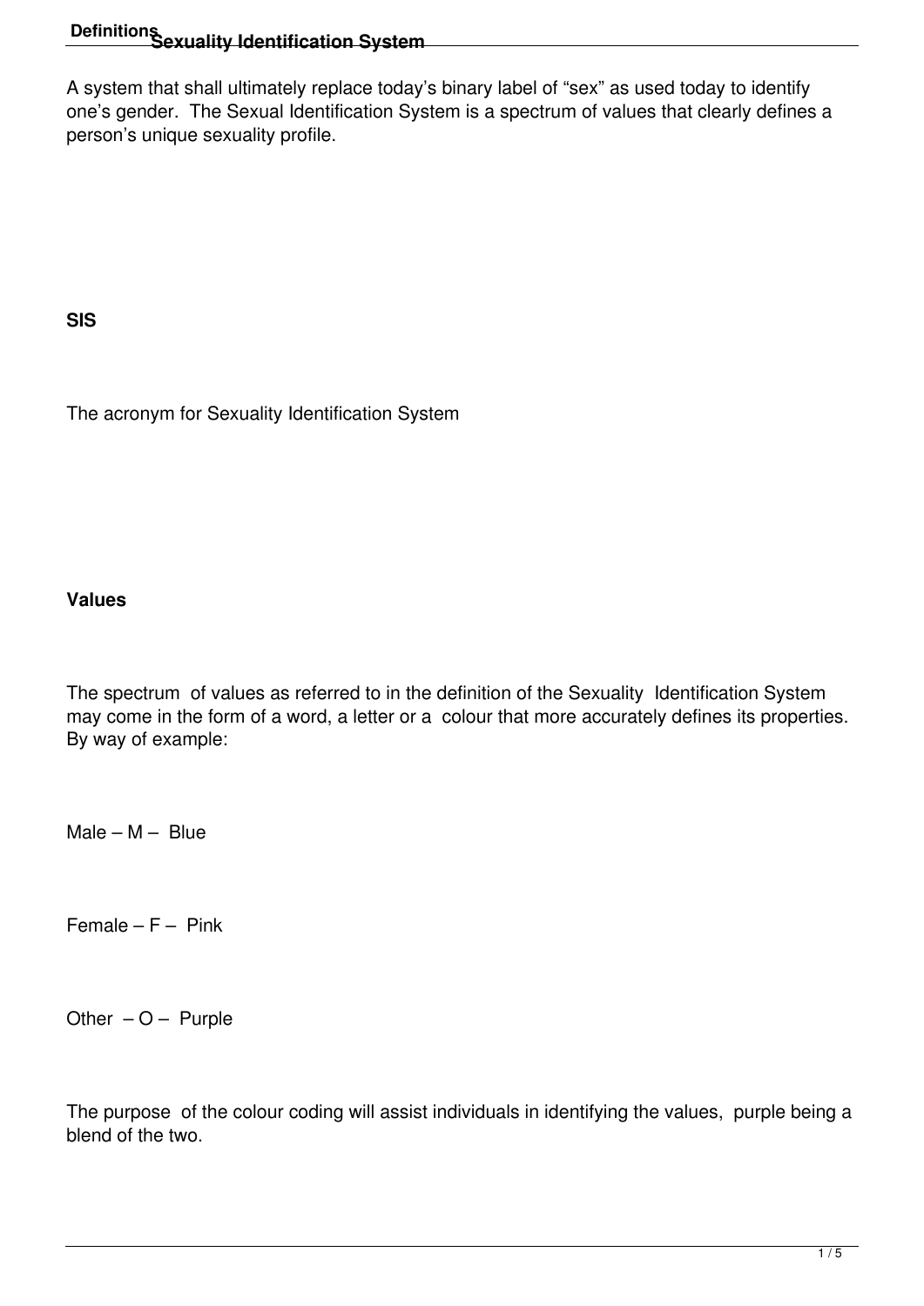# Definitions

## Sexuality Identification System

A system that shall ultimately replace today's binary label of "sex" as used today to identify one's gender. The Sexual Identification System is a spectrum of values that clearly defines a person's unique sexuality profile.

**SIS**

The acronym for Sexuality Identification System

**Values**

The spectrum of values as referred to in the definition of the Sexuality Identification System may come in the form of a word, a letter or a colour that more accurately defines its properties. By way of example:

Male – M – Blue

Female – F – Pink

Other – O – Purple

The purpose of the colour coding will assist individuals in identifying the values, purple being a blend of the two.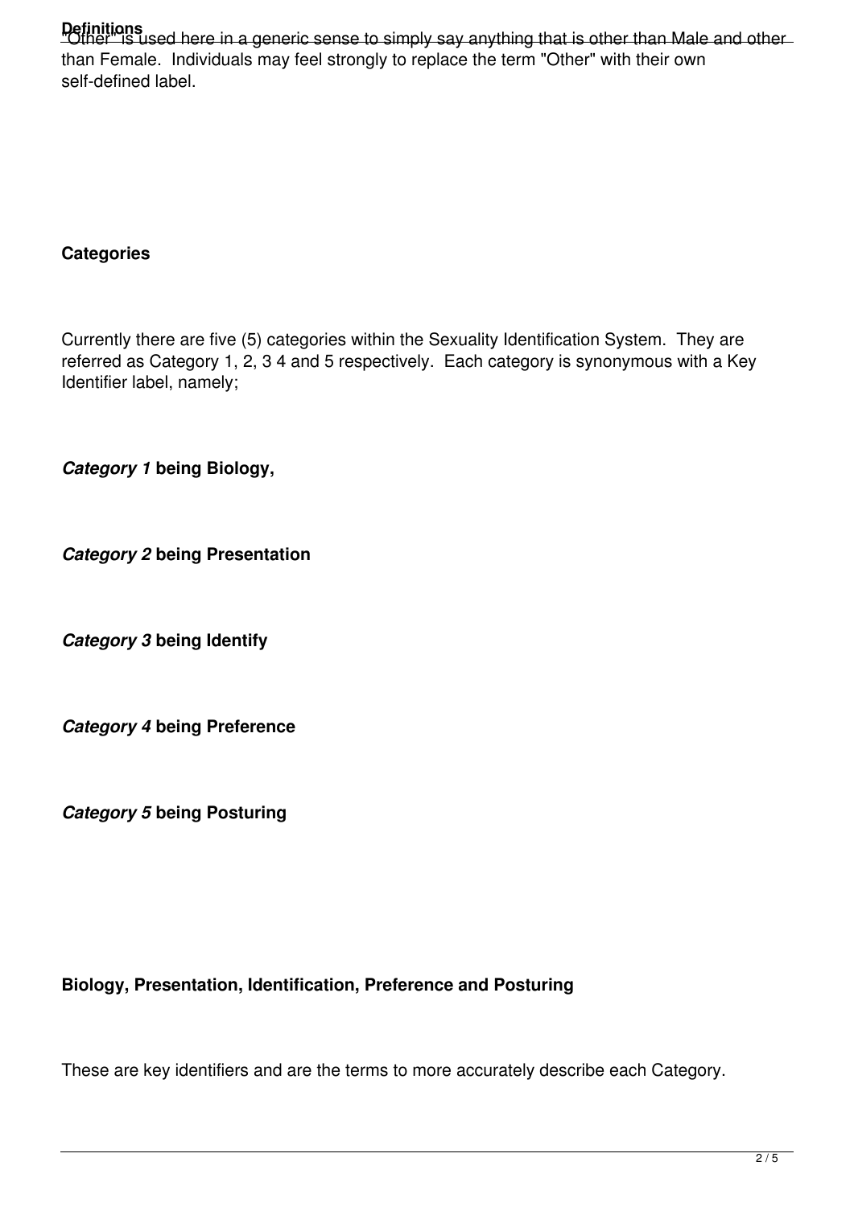**Definitions**

"Other" is used here in a generic sense to simply say anything that is other than Male and other than Female. Individuals may feel strongly to replace the term "Other" with their own self-defined label.

**Categories**

Currently there are five (5) categories within the Sexuality Identification System. They are referred as Category 1, 2, 3 4 and 5 respectively. Each category is synonymous with a Key Identifier label, namely;

***Category 1* being Biology,**

***Category 2* being Presentation**

***Category 3* being Identify**

***Category 4* being Preference**

***Category 5* being Posturing**

**Biology, Presentation, Identification, Preference and Posturing**

These are key identifiers and are the terms to more accurately describe each Category.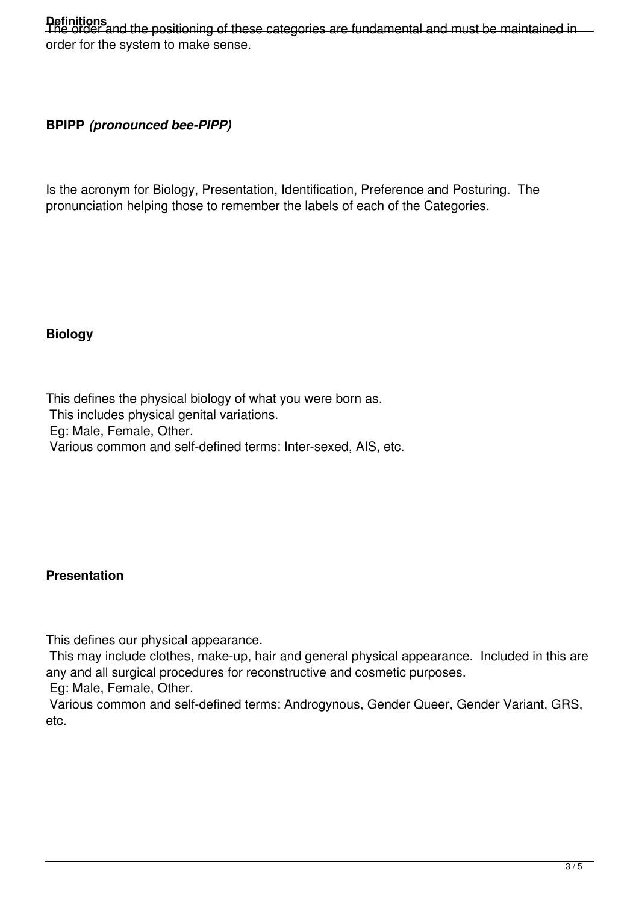**Definitions**

The order and the positioning of these categories are fundamental and must be maintained in order for the system to make sense.

**BPIPP** ***(pronounced bee-PIPP)***

Is the acronym for Biology, Presentation, Identification, Preference and Posturing. The pronunciation helping those to remember the labels of each of the Categories.

**Biology**

This defines the physical biology of what you were born as.
This includes physical genital variations.
Eg: Male, Female, Other.
Various common and self-defined terms: Inter-sexed, AIS, etc.

**Presentation**

This defines our physical appearance.
This may include clothes, make-up, hair and general physical appearance. Included in this are any and all surgical procedures for reconstructive and cosmetic purposes.
Eg: Male, Female, Other.
Various common and self-defined terms: Androgynous, Gender Queer, Gender Variant, GRS, etc.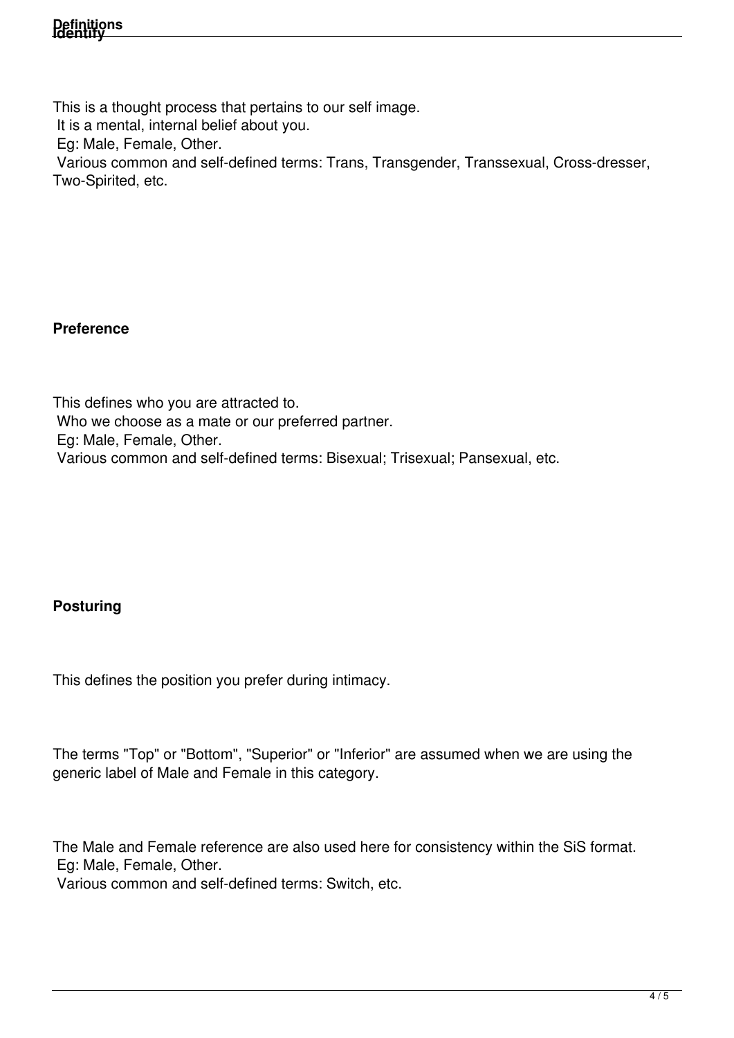## Definitions

### Identity

This is a thought process that pertains to our self image.
It is a mental, internal belief about you.
Eg: Male, Female, Other.
Various common and self-defined terms: Trans, Transgender, Transsexual, Cross-dresser, Two-Spirited, etc.

### Preference

This defines who you are attracted to.
Who we choose as a mate or our preferred partner.
Eg: Male, Female, Other.
Various common and self-defined terms: Bisexual; Trisexual; Pansexual, etc.

### Posturing

This defines the position you prefer during intimacy.

The terms "Top" or "Bottom", "Superior" or "Inferior" are assumed when we are using the generic label of Male and Female in this category.

The Male and Female reference are also used here for consistency within the SiS format.
Eg: Male, Female, Other.
Various common and self-defined terms: Switch, etc.